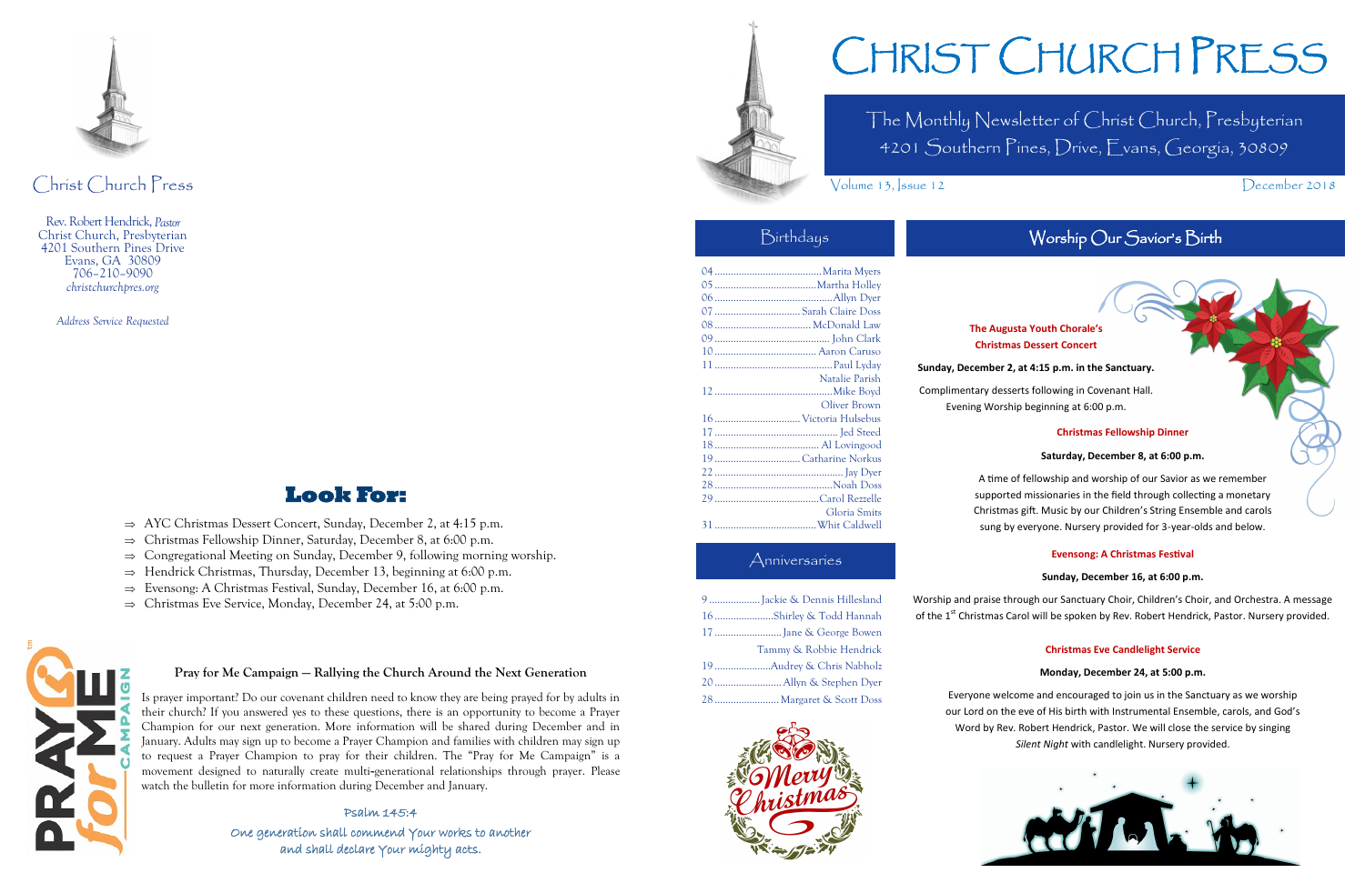# Christ Church Press

Rev. Robert Hendrick, *Pastor*
Christ Church, Presbyterian
4201 Southern Pines Drive
Evans, GA 30809
706-210-9090
*christchurchpres.org*

*Address Service Requested*

## Look For:

- AYC Christmas Dessert Concert, Sunday, December 2, at 4:15 p.m.
- Christmas Fellowship Dinner, Saturday, December 8, at 6:00 p.m.
- Congregational Meeting on Sunday, December 9, following morning worship.
- Hendrick Christmas, Thursday, December 13, beginning at 6:00 p.m.
- Evensong: A Christmas Festival, Sunday, December 16, at 6:00 p.m.
- Christmas Eve Service, Monday, December 24, at 5:00 p.m.

### Pray for Me Campaign — Rallying the Church Around the Next Generation

Is prayer important? Do our covenant children need to know they are being prayed for by adults in their church? If you answered yes to these questions, there is an opportunity to become a Prayer Champion for our next generation. More information will be shared during December and in January. Adults may sign up to become a Prayer Champion and families with children may sign up to request a Prayer Champion to pray for their children. The "Pray for Me Campaign" is a movement designed to naturally create multi-generational relationships through prayer. Please watch the bulletin for more information during December and January.

Psalm 145:4

One generation shall commend Your works to another
and shall declare Your mighty acts.

# Christ Church Press

The Monthly Newsletter of Christ Church, Presbyterian
4201 Southern Pines, Drive, Evans, Georgia, 30809

Volume 13, Issue 12 — December 2018

## Birthdays

04 ........ Marita Myers
05 ........ Martha Holley
06 ........ Allyn Dyer
07 ........ Sarah Claire Doss
08 ........ McDonald Law
09 ........ John Clark
10 ........ Aaron Caruso
11 ........ Paul Lyday
Natalie Parish
12 ........ Mike Boyd
Oliver Brown
16 ........ Victoria Hulsebus
17 ........ Jed Steed
18 ........ Al Lovingood
19 ........ Catharine Norkus
22 ........ Jay Dyer
28 ........ Noah Doss
29 ........ Carol Rezzelle
Gloria Smits
31 ........ Whit Caldwell

## Anniversaries

9 ........ Jackie & Dennis Hillesland
16 ........ Shirley & Todd Hannah
17 ........ Jane & George Bowen
Tammy & Robbie Hendrick
19 ........ Audrey & Chris Nabholz
20 ........ Allyn & Stephen Dyer
28 ........ Margaret & Scott Doss

## Worship Our Savior's Birth

**The Augusta Youth Chorale's Christmas Dessert Concert**

**Sunday, December 2, at 4:15 p.m. in the Sanctuary.**

Complimentary desserts following in Covenant Hall.
Evening Worship beginning at 6:00 p.m.

**Christmas Fellowship Dinner**

**Saturday, December 8, at 6:00 p.m.**

A time of fellowship and worship of our Savior as we remember supported missionaries in the field through collecting a monetary Christmas gift. Music by our Children's String Ensemble and carols sung by everyone. Nursery provided for 3-year-olds and below.

**Evensong: A Christmas Festival**

**Sunday, December 16, at 6:00 p.m.**

Worship and praise through our Sanctuary Choir, Children's Choir, and Orchestra. A message of the 1st Christmas Carol will be spoken by Rev. Robert Hendrick, Pastor. Nursery provided.

**Christmas Eve Candlelight Service**

**Monday, December 24, at 5:00 p.m.**

Everyone welcome and encouraged to join us in the Sanctuary as we worship our Lord on the eve of His birth with Instrumental Ensemble, carols, and God's Word by Rev. Robert Hendrick, Pastor. We will close the service by singing *Silent Night* with candlelight. Nursery provided.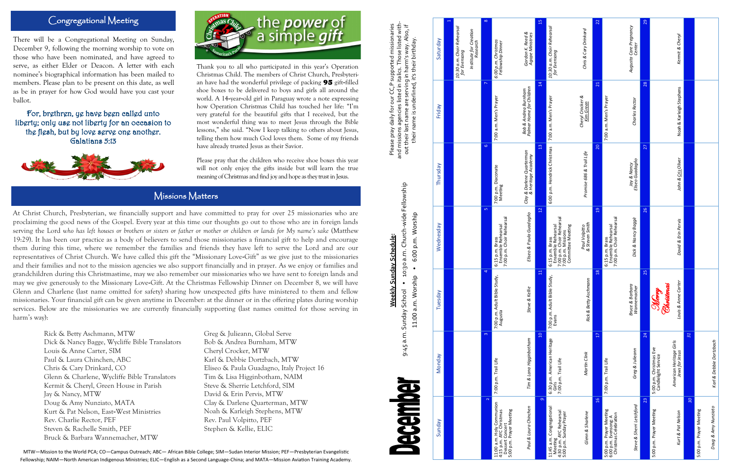## Congregational Meeting

There will be a Congregational Meeting on Sunday, December 9, following the morning worship to vote on those who have been nominated, and have agreed to serve, as either Elder or Deacon. A letter with each nominee's biographical information has been mailed to members. Please plan to be present on this date, as well as be in prayer for how God would have you cast your ballot.

For, brethren, ye have been called unto liberty; only use not liberty for an occasion to the flesh, but by love serve one another. Galatians 5:13

## the power of a simple gift

Thank you to all who participated in this year's Operation Christmas Child. The members of Christ Church, Presbyterian have had the wonderful privilege of packing **95** gift-filled shoe boxes to be delivered to boys and girls all around the world. A 14-year-old girl in Paraguay wrote a note expressing how Operation Christmas Child has touched her life: "I'm very grateful for the beautiful gifts that I received, but the most wonderful thing was to meet Jesus through the Bible lessons," she said. "Now I keep talking to others about Jesus, telling them how much God loves them. Some of my friends have already trusted Jesus as their Savior.

Please pray that the children who receive shoe boxes this year will not only enjoy the gifts inside but will learn the true meaning of Christmas and find joy and hope as they trust in Jesus.

## Missions Matters

At Christ Church, Presbyterian, we financially support and have committed to pray for over 25 missionaries who are proclaiming the good news of the Gospel. Every year at this time our thoughts go out to those who are in foreign lands serving the Lord *who has left houses or brothers or sisters or father or mother or children or lands for My name's sake* (Matthew 19:29). It has been our practice as a body of believers to send those missionaries a financial gift to help and encourage them during this time, where we remember the families and friends they have left to serve the Lord and are our representatives of Christ Church. We have called this gift the "Missionary Love-Gift" as we give just to the missionaries and their families and not to the mission agencies we also support financially and in prayer. As we enjoy or families and grandchildren during this Christmastime, may we also remember our missionaries who we have sent to foreign lands and may we give generously to the Missionary Love-Gift. At the Christmas Fellowship Dinner on December 8, we will have Glenn and Charlene (last name omitted for safety) sharing how unexpected gifts have ministered to them and fellow missionaries. Your financial gift can be given anytime in December: at the dinner or in the offering plates during worship services. Below are the missionaries we are currently financially supporting (last names omitted for those serving in harm's way):

- Rick & Betty Aschmann, MTW
- Dick & Nancy Bagge, Wycliffe Bible Translators
- Louis & Anne Carter, SIM
- Paul & Laura Chinchen, ABC
- Chris & Cary Drinkard, CO
- Glenn & Charlene, Wycliffe Bible Translators
- Kermit & Cheryl, Green House in Parish
- Jay & Nancy, MTW
- Doug & Amy Nunziato, MATA
- Kurt & Pat Nelson, East-West Ministries
- Rev. Charlie Rector, PEF
- Steven & Rachelle Smith, PEF
- Bruck & Barbara Wannemacher, MTW
- Greg & Julieann, Global Serve
- Bob & Andrea Burnham, MTW
- Cheryl Crocker, MTW
- Karl & Debbie Dortzbach, MTW
- Eliseo & Paula Guadagno, Italy Project 16
- Tim & Lisa Higginbotham, NAIM
- Steve & Sherrie Letchford, SIM
- David & Erin Pervis, MTW
- Clay & Darlene Quarterman, MTW
- Noah & Karleigh Stephens, MTW
- Rev. Paul Volpitto, PEF
- Stephen & Kellie, ELIC

MTW—Mission to the World PCA; CO—Campus Outreach; ABC— African Bible College; SIM—Sudan Interior Mission; PEF—Presbyterian Evangelistic Fellowship; NAIM—North American Indigenous Ministries; ELIC—English as a Second Language-China; and MATA—Mission Aviation Training Academy.

# December

**Weekly Sunday Schedule:**
9:45 a.m. Sunday School • 10:30 a.m. Church-wide Fellowship
11:00 a.m. Worship • 6:00 p.m. Worship

Please pray daily for our CC,P supported missionaries and missions agencies listed in italics. Those listed without their last name are serving in harm's way. Also, if their name is underlined, it's their birthday.

| Sunday | Monday | Tuesday | Wednesday | Thursday | Friday | Saturday |
|---|---|---|---|---|---|---|
| | | | | | | 1<br>10:30 a.m. Choir Rehearsal for Evensong<br>*Institute for Creation Research* |
| 2<br>11:00 a.m. Holy Communion<br>4:15 p.m. AYC Christmas Dessert Concert<br>5:00 p.m. Prayer Meeting<br>*Paul & Laura Chinchen* | 3<br>7:00 p.m. Trail Life<br>*Tim & Lisa Higginbotham* | 4<br>7:00 p.m. Adult Bible Study, Augusta<br>*Steve & Kellie* | 5<br>6:15 p.m. Brass Ensemble Rehearsal<br>7:00 p.m. Choir Rehearsal<br>*Eliseo & Paula Guadagno* | 6<br>7:00 p.m. Diaconate Meeting<br>*Clay & Darlene Quarterman & Heritage Academy* | 7<br>7:00 a.m. Men's Prayer<br>*Bob & Andrea Burnham Palmer Home for Children* | 8<br>6:00 p.m. Christmas Fellowship Dinner<br>*Gordon K. Reed & Agape Ministries* |
| 9<br>11:45 a.m. Congregational Meeting<br>4:30 p.m. AYC Rehearsal<br>5:00 p.m. Sunday Prayer<br>*Glenn & Charlene* | 10<br>6:30 p.m. American Heritage Girls<br>7:00 p.m. Trail Life<br>*Martin Clink* | 11<br>7:00 p.m. Adult Bible Study, Evans<br>*Rick & Betty Aschmann* | 12<br>6:15 p.m. Brass Ensemble Rehearsal<br>7:00 p.m. Choir Rehearsal<br>7:00 p.m. Missions Committee Meeting<br>*Paul Volpitto & Steven Smith* | 13<br>6:00 p.m. Hendrick Christmas<br>*Promise 686 & Trail Life* | 14<br>7:00 a.m. Men's Prayer<br>*Cheryl Crocker & <u>Kim Green</u>* | 15<br>10:30 a.m. Choir Rehearsal for Evensong<br>*Chris & Cary Drinkard* |
| 16<br>5:00 p.m. Prayer Meeting<br>6:00 p.m. Evensong: A Christmas Celebration<br>*Steve & Sherri Letchford* | 17<br>7:00 p.m. Trail Life<br>*Greg & Julieann* | 18<br>*Bruce & Barbara Wannemacher* | 19<br>6:15 p.m. Brass Ensemble Rehearsal<br>7:00 p.m. Choir Rehearsal<br>*Dick & Nancy Baggè* | 20<br>*Jay & Nancy Eliseo Guadagno* | 21<br>7:00 a.m. Men's Prayer<br>*Charles Rector* | 22<br>*Augusta Care Pregnancy Center* |
| 23<br>5:00 p.m. Prayer Meeting<br>*Kurt & Pat Nelson* | 24<br>5:00 p.m. Christmas Eve Candlelight Service<br>*American Heritage Girls Jews for Jesus* | 25<br>Merry Christmas<br>*Louis & Anne Carter* | 26<br>*David & Erin Pervis* | 27<br>*John & <u>Cris</u> Oliver* | 28<br>*Noah & Karleigh Stephens* | 29<br>*Kermit & Cheryl* |
| 30<br>5:00 p.m. Prayer Meeting<br>*Doug & Amy Nunziato* | 31<br>*Karl & Debbie Dortzbach* | | | | | |